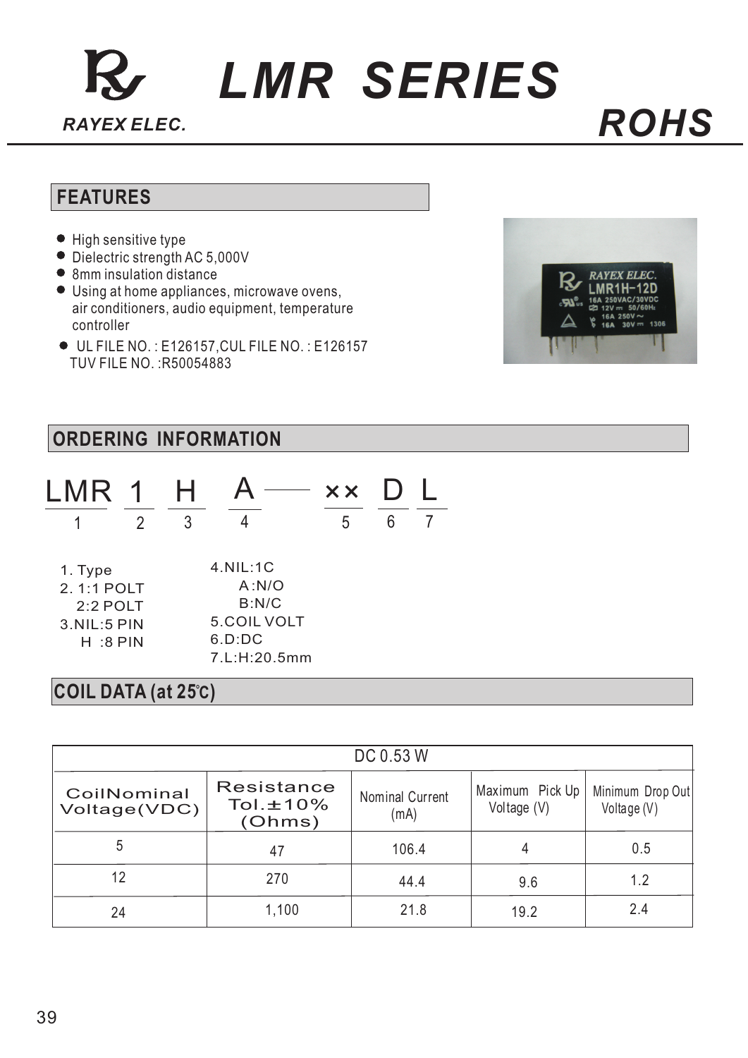# LMR SERIES

**RAYEX ELEC.**

**ROHS**

## FEATURES

- High sensitive type
- Dielectric strength AC 5,000V
- 8mm insulation distance
- Using at home appliances, microwave ovens, air conditioners, audio equipment, temperature controller
- UL FILE NO. : E126157,CUL FILE NO. : E126157
  TUV FILE NO. :R50054883

## ORDERING INFORMATION

LMR 1 H A —— ×× D L
1 2 3 4 5 6 7

1. Type
2. 1:1 POLT
   2:2 POLT
3. NIL:5 PIN
   H :8 PIN
4. NIL:1C
   A:N/O
   B:N/C
5. COIL VOLT
6. D:DC
7. L:H:20.5mm

## COIL DATA (at 25℃)

| DC 0.53 W | | | | |
|---|---|---|---|---|
| CoilNominal Voltage(VDC) | Resistance Tol.±10% (Ohms) | Nominal Current (mA) | Maximum Pick Up Voltage (V) | Minimum Drop Out Voltage (V) |
| 5 | 47 | 106.4 | 4 | 0.5 |
| 12 | 270 | 44.4 | 9.6 | 1.2 |
| 24 | 1,100 | 21.8 | 19.2 | 2.4 |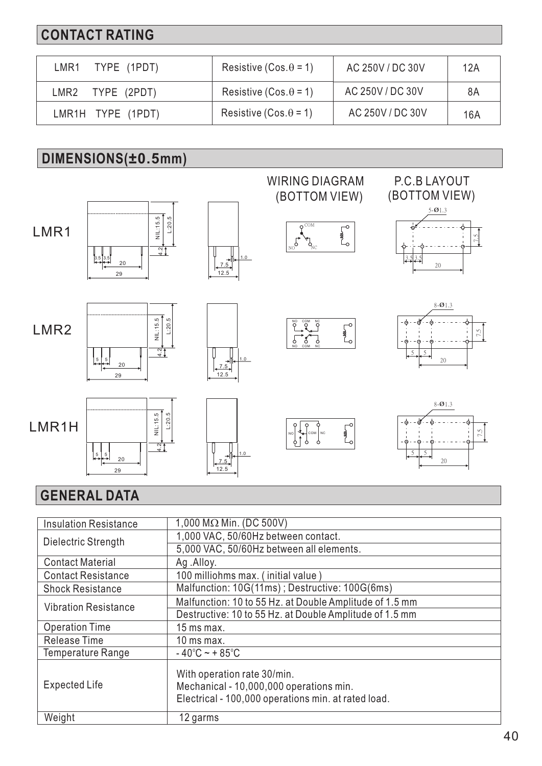## CONTACT RATING

| | | | |
|---|---|---|---|
| LMR1 TYPE (1PDT) | Resistive (Cos.θ = 1) | AC 250V / DC 30V | 12A |
| LMR2 TYPE (2PDT) | Resistive (Cos.θ = 1) | AC 250V / DC 30V | 8A |
| LMR1H TYPE (1PDT) | Resistive (Cos.θ = 1) | AC 250V / DC 30V | 16A |

## DIMENSIONS(±0.5mm)

WIRING DIAGRAM (BOTTOM VIEW)

P.C.B LAYOUT (BOTTOM VIEW)

LMR1

NIL:15.5 L:20.5 4.2 3.5 3.5 20 29 7.5 12.5 1.0

COM NO NC

5-Ø1.3 7.5 3.5 3.5 20

LMR2

NIL:15.5 L:20.5 4.2 5 5 20 29 7.5 12.5 1.0

NO COM NC NO COM NC

8-Ø1.3 7.5 5 5 20

LMR1H

NIL:15.5 L:20.5 4.2 5 5 20 29 7.5 12.5 1.0

NO COM NC

8-Ø1.3 7.5 5 5 20

## GENERAL DATA

| | |
|---|---|
| Insulation Resistance | 1,000 MΩ Min. (DC 500V) |
| Dielectric Strength | 1,000 VAC, 50/60Hz between contact. |
| | 5,000 VAC, 50/60Hz between all elements. |
| Contact Material | Ag .Alloy. |
| Contact Resistance | 100 milliohms max. ( initial value ) |
| Shock Resistance | Malfunction: 10G(11ms) ; Destructive: 100G(6ms) |
| Vibration Resistance | Malfunction: 10 to 55 Hz. at Double Amplitude of 1.5 mm |
| | Destructive: 10 to 55 Hz. at Double Amplitude of 1.5 mm |
| Operation Time | 15 ms max. |
| Release Time | 10 ms max. |
| Temperature Range | - 40℃ ~ + 85℃ |
| Expected Life | With operation rate 30/min.<br>Mechanical - 10,000,000 operations min.<br>Electrical - 100,000 operations min. at rated load. |
| Weight | 12 garms |